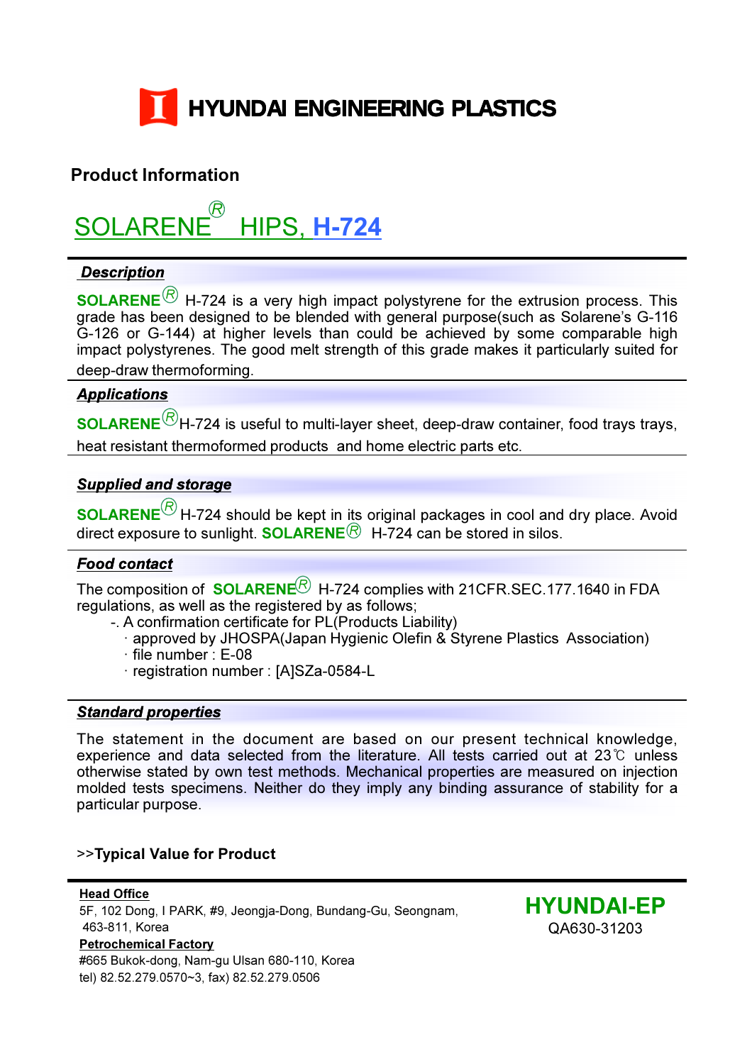# HYUNDAI ENGINEERING PLASTICS

## Product Information

# SOLARENE® HIPS, H-724

### *Description*

**SOLARENE®** H-724 is a very high impact polystyrene for the extrusion process. This grade has been designed to be blended with general purpose(such as Solarene's G-116 G-126 or G-144) at higher levels than could be achieved by some comparable high impact polystyrenes. The good melt strength of this grade makes it particularly suited for deep-draw thermoforming.

### *Applications*

**SOLARENE®** H-724 is useful to multi-layer sheet, deep-draw container, food trays trays, heat resistant thermoformed products and home electric parts etc.

### *Supplied and storage*

**SOLARENE®** H-724 should be kept in its original packages in cool and dry place. Avoid direct exposure to sunlight. **SOLARENE®** H-724 can be stored in silos.

### *Food contact*

The composition of **SOLARENE®** H-724 complies with 21CFR.SEC.177.1640 in FDA regulations, as well as the registered by as follows;

-. A confirmation certificate for PL(Products Liability)
  - · approved by JHOSPA(Japan Hygienic Olefin & Styrene Plastics Association)
  - · file number : E-08
  - · registration number : [A]SZa-0584-L

### *Standard properties*

The statement in the document are based on our present technical knowledge, experience and data selected from the literature. All tests carried out at 23℃ unless otherwise stated by own test methods. Mechanical properties are measured on injection molded tests specimens. Neither do they imply any binding assurance of stability for a particular purpose.

**>>Typical Value for Product**

**Head Office**
5F, 102 Dong, I PARK, #9, Jeongja-Dong, Bundang-Gu, Seongnam, 463-811, Korea
**Petrochemical Factory**
#665 Bukok-dong, Nam-gu Ulsan 680-110, Korea
tel) 82.52.279.0570~3, fax) 82.52.279.0506

**HYUNDAI-EP**
QA630-31203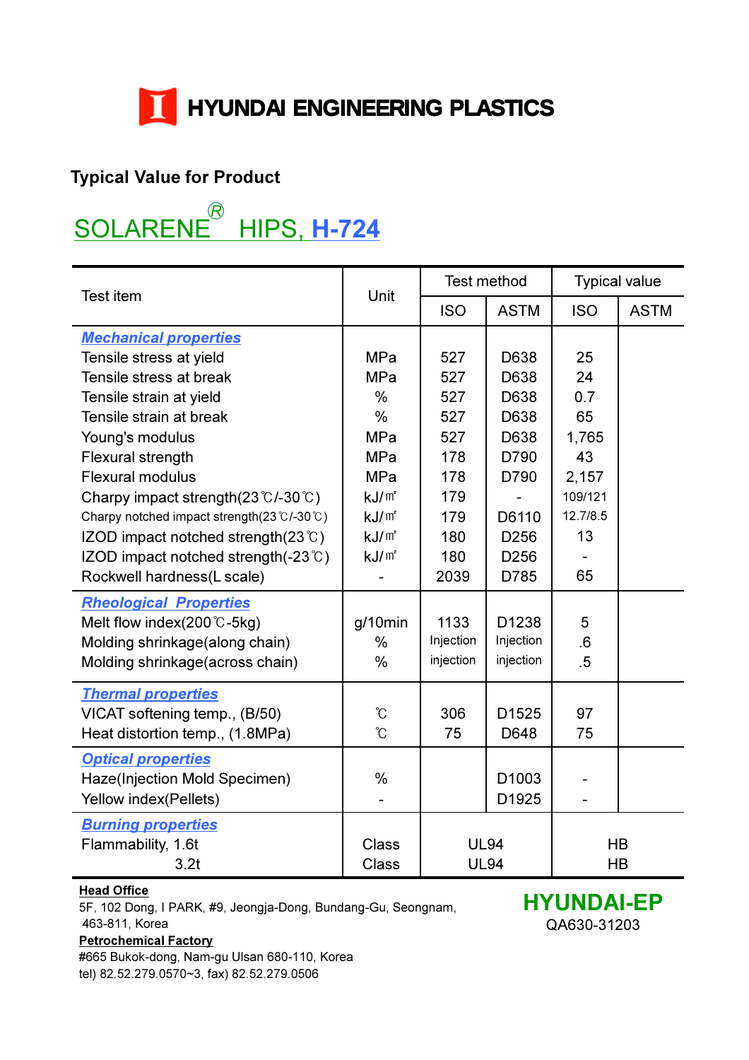# HYUNDAI ENGINEERING PLASTICS

## Typical Value for Product

## SOLARENE® HIPS, H-724

| Test item | Unit | Test method | | Typical value | |
|---|---|---|---|---|---|
| | | ISO | ASTM | ISO | ASTM |
| ***Mechanical properties*** | | | | | |
| Tensile stress at yield | MPa | 527 | D638 | 25 | |
| Tensile stress at break | MPa | 527 | D638 | 24 | |
| Tensile strain at yield | % | 527 | D638 | 0.7 | |
| Tensile strain at break | % | 527 | D638 | 65 | |
| Young's modulus | MPa | 527 | D638 | 1,765 | |
| Flexural strength | MPa | 178 | D790 | 43 | |
| Flexural modulus | MPa | 178 | D790 | 2,157 | |
| Charpy impact strength(23℃/-30℃) | kJ/㎡ | 179 | - | 109/121 | |
| Charpy notched impact strength(23℃/-30℃) | kJ/㎡ | 179 | D6110 | 12.7/8.5 | |
| IZOD impact notched strength(23℃) | kJ/㎡ | 180 | D256 | 13 | |
| IZOD impact notched strength(-23℃) | kJ/㎡ | 180 | D256 | - | |
| Rockwell hardness(L scale) | - | 2039 | D785 | 65 | |
| ***Rheological Properties*** | | | | | |
| Melt flow index(200℃-5kg) | g/10min | 1133 | D1238 | 5 | |
| Molding shrinkage(along chain) | % | Injection | Injection | .6 | |
| Molding shrinkage(across chain) | % | injection | injection | .5 | |
| ***Thermal properties*** | | | | | |
| VICAT softening temp., (B/50) | ℃ | 306 | D1525 | 97 | |
| Heat distortion temp., (1.8MPa) | ℃ | 75 | D648 | 75 | |
| ***Optical properties*** | | | | | |
| Haze(Injection Mold Specimen) | % | | D1003 | - | |
| Yellow index(Pellets) | - | | D1925 | - | |
| ***Burning properties*** | | | | | |
| Flammability, 1.6t | Class | UL94 | | HB | |
| 3.2t | Class | UL94 | | HB | |

**Head Office**
5F, 102 Dong, I PARK, #9, Jeongja-Dong, Bundang-Gu, Seongnam, 463-811, Korea

**Petrochemical Factory**
#665 Bukok-dong, Nam-gu Ulsan 680-110, Korea
tel) 82.52.279.0570~3, fax) 82.52.279.0506

**HYUNDAI-EP**
QA630-31203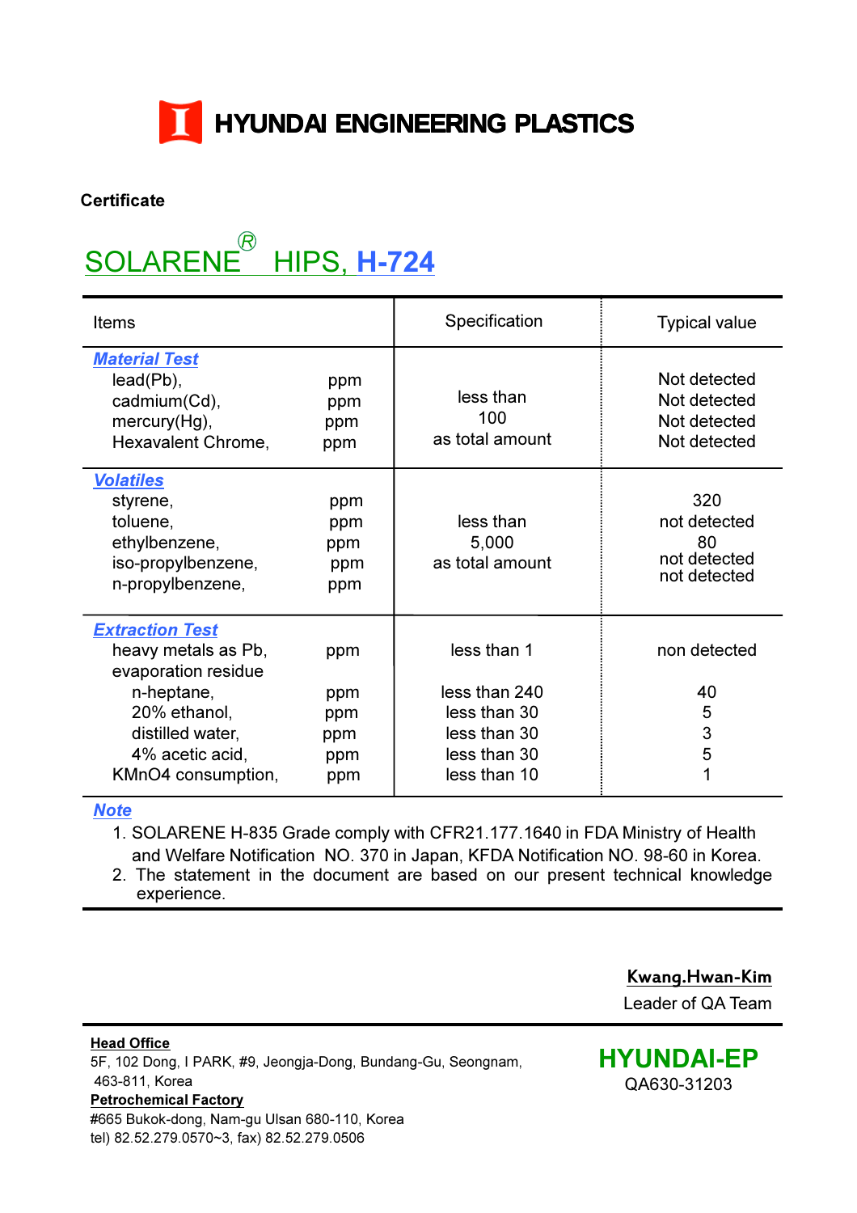# HYUNDAI ENGINEERING PLASTICS

**Certificate**

## SOLARENE® HIPS, H-724

| Items | | Specification | Typical value |
|---|---|---|---|
| ***Material Test*** | | | |
| lead(Pb), | ppm | less than 100 as total amount | Not detected |
| cadmium(Cd), | ppm | | Not detected |
| mercury(Hg), | ppm | | Not detected |
| Hexavalent Chrome, | ppm | | Not detected |
| ***Volatiles*** | | | |
| styrene, | ppm | less than 5,000 as total amount | 320 |
| toluene, | ppm | | not detected |
| ethylbenzene, | ppm | | 80 |
| iso-propylbenzene, | ppm | | not detected |
| n-propylbenzene, | ppm | | not detected |
| ***Extraction Test*** | | | |
| heavy metals as Pb, | ppm | less than 1 | non detected |
| evaporation residue | | | |
| n-heptane, | ppm | less than 240 | 40 |
| 20% ethanol, | ppm | less than 30 | 5 |
| distilled water, | ppm | less than 30 | 3 |
| 4% acetic acid, | ppm | less than 30 | 5 |
| $KMnO_4$ consumption, | ppm | less than 10 | 1 |

***Note***

1. SOLARENE H-835 Grade comply with CFR21.177.1640 in FDA Ministry of Health and Welfare Notification NO. 370 in Japan, KFDA Notification NO. 98-60 in Korea.
2. The statement in the document are based on our present technical knowledge experience.

**Kwang.Hwan-Kim**
Leader of QA Team

**Head Office**
5F, 102 Dong, I PARK, #9, Jeongja-Dong, Bundang-Gu, Seongnam, 463-811, Korea
**Petrochemical Factory**
#665 Bukok-dong, Nam-gu Ulsan 680-110, Korea
tel) 82.52.279.0570~3, fax) 82.52.279.0506

**HYUNDAI-EP**
QA630-31203